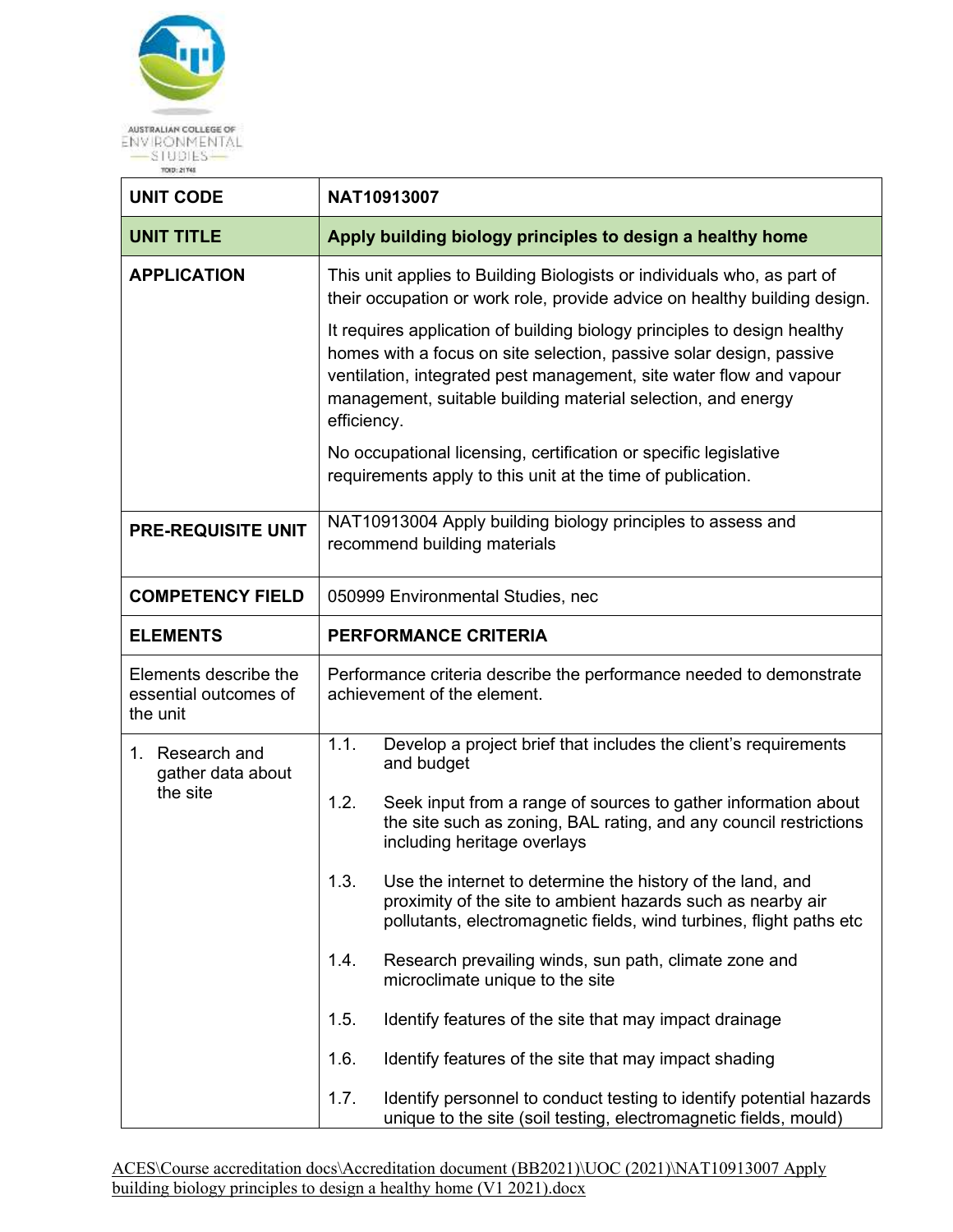AUSTRALIAN COLLEGE OF ENVIRONMENTAL STUDIES

TOID: 21748

| UNIT CODE | NAT10913007 |
|---|---|
| **UNIT TITLE** | **Apply building biology principles to design a healthy home** |
| **APPLICATION** | This unit applies to Building Biologists or individuals who, as part of their occupation or work role, provide advice on healthy building design.<br><br>It requires application of building biology principles to design healthy homes with a focus on site selection, passive solar design, passive ventilation, integrated pest management, site water flow and vapour management, suitable building material selection, and energy efficiency.<br><br>No occupational licensing, certification or specific legislative requirements apply to this unit at the time of publication. |
| **PRE-REQUISITE UNIT** | NAT10913004 Apply building biology principles to assess and recommend building materials |
| **COMPETENCY FIELD** | 050999 Environmental Studies, nec |
| **ELEMENTS** | **PERFORMANCE CRITERIA** |
| Elements describe the essential outcomes of the unit | Performance criteria describe the performance needed to demonstrate achievement of the element. |
| 1. Research and gather data about the site | 1.1. Develop a project brief that includes the client's requirements and budget<br><br>1.2. Seek input from a range of sources to gather information about the site such as zoning, BAL rating, and any council restrictions including heritage overlays<br><br>1.3. Use the internet to determine the history of the land, and proximity of the site to ambient hazards such as nearby air pollutants, electromagnetic fields, wind turbines, flight paths etc<br><br>1.4. Research prevailing winds, sun path, climate zone and microclimate unique to the site<br><br>1.5. Identify features of the site that may impact drainage<br><br>1.6. Identify features of the site that may impact shading<br><br>1.7. Identify personnel to conduct testing to identify potential hazards unique to the site (soil testing, electromagnetic fields, mould) |

ACES\Course accreditation docs\Accreditation document (BB2021)\UOC (2021)\NAT10913007 Apply building biology principles to design a healthy home (V1 2021).docx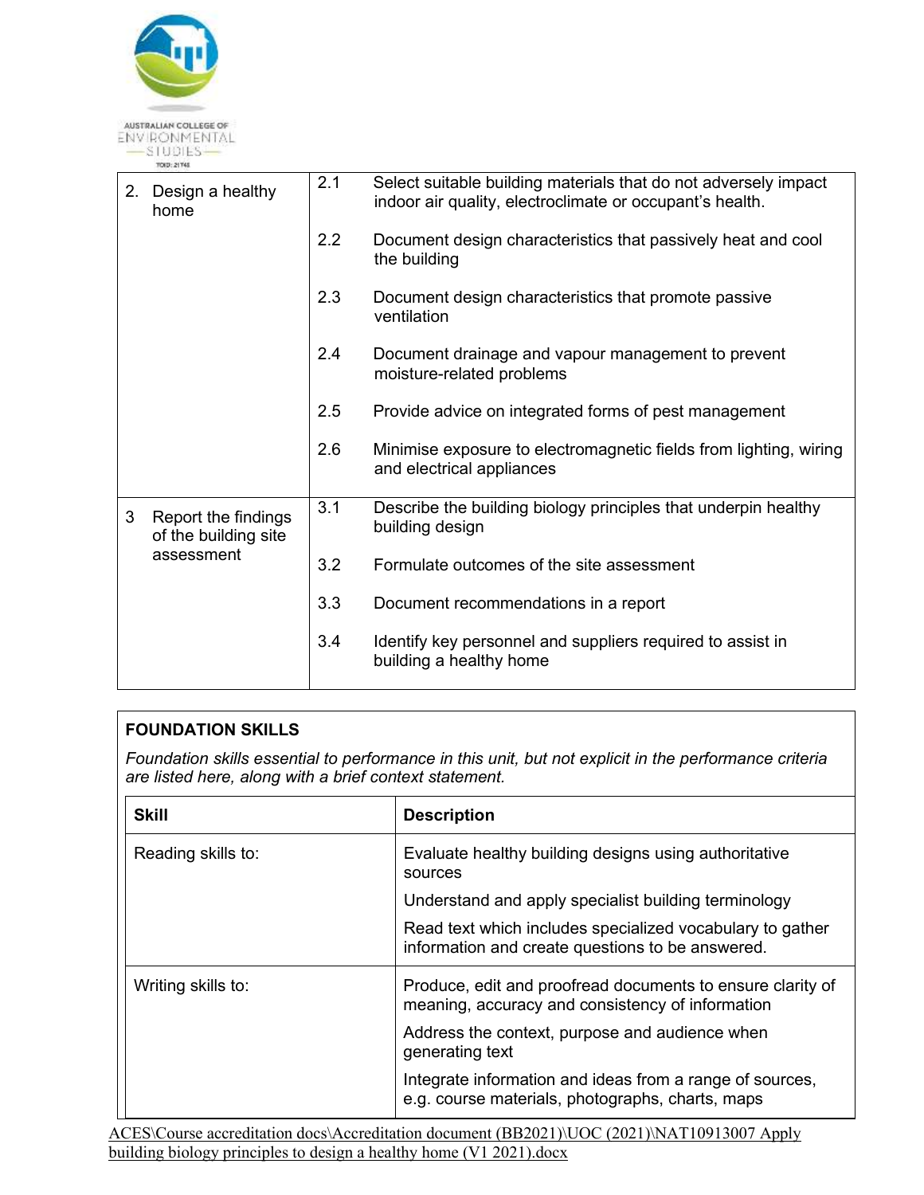| | | |
|---|---|---|
| 2. Design a healthy home | 2.1 | Select suitable building materials that do not adversely impact indoor air quality, electroclimate or occupant's health. |
| | 2.2 | Document design characteristics that passively heat and cool the building |
| | 2.3 | Document design characteristics that promote passive ventilation |
| | 2.4 | Document drainage and vapour management to prevent moisture-related problems |
| | 2.5 | Provide advice on integrated forms of pest management |
| | 2.6 | Minimise exposure to electromagnetic fields from lighting, wiring and electrical appliances |
| 3 Report the findings of the building site assessment | 3.1 | Describe the building biology principles that underpin healthy building design |
| | 3.2 | Formulate outcomes of the site assessment |
| | 3.3 | Document recommendations in a report |
| | 3.4 | Identify key personnel and suppliers required to assist in building a healthy home |

**FOUNDATION SKILLS**

*Foundation skills essential to performance in this unit, but not explicit in the performance criteria are listed here, along with a brief context statement.*

| Skill | Description |
|---|---|
| Reading skills to: | Evaluate healthy building designs using authoritative sources<br>Understand and apply specialist building terminology<br>Read text which includes specialized vocabulary to gather information and create questions to be answered. |
| Writing skills to: | Produce, edit and proofread documents to ensure clarity of meaning, accuracy and consistency of information<br>Address the context, purpose and audience when generating text<br>Integrate information and ideas from a range of sources, e.g. course materials, photographs, charts, maps |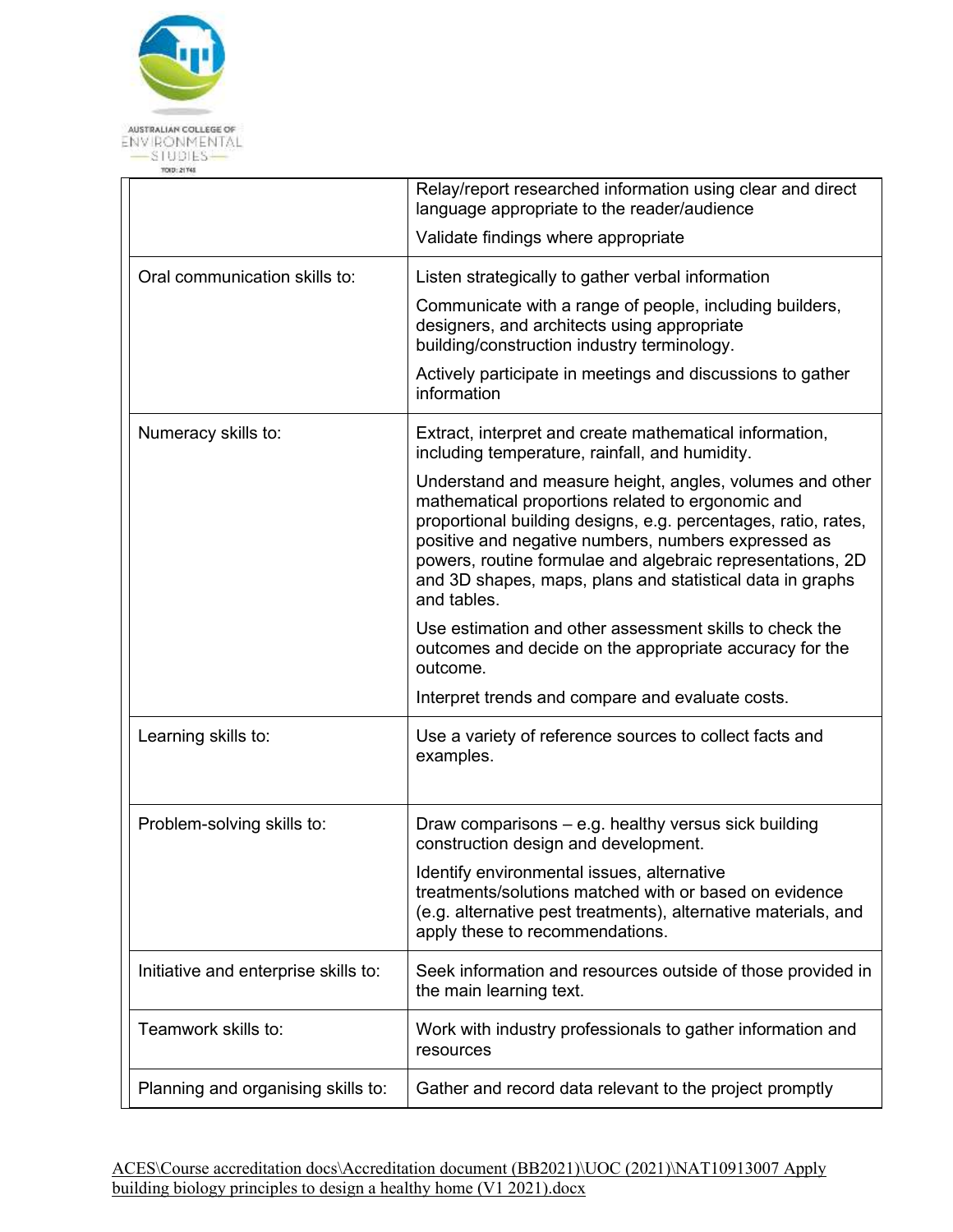| | |
|---|---|
| | Relay/report researched information using clear and direct language appropriate to the reader/audience<br><br>Validate findings where appropriate |
| Oral communication skills to: | Listen strategically to gather verbal information<br><br>Communicate with a range of people, including builders, designers, and architects using appropriate building/construction industry terminology.<br><br>Actively participate in meetings and discussions to gather information |
| Numeracy skills to: | Extract, interpret and create mathematical information, including temperature, rainfall, and humidity.<br><br>Understand and measure height, angles, volumes and other mathematical proportions related to ergonomic and proportional building designs, e.g. percentages, ratio, rates, positive and negative numbers, numbers expressed as powers, routine formulae and algebraic representations, 2D and 3D shapes, maps, plans and statistical data in graphs and tables.<br><br>Use estimation and other assessment skills to check the outcomes and decide on the appropriate accuracy for the outcome.<br><br>Interpret trends and compare and evaluate costs. |
| Learning skills to: | Use a variety of reference sources to collect facts and examples. |
| Problem-solving skills to: | Draw comparisons – e.g. healthy versus sick building construction design and development.<br><br>Identify environmental issues, alternative treatments/solutions matched with or based on evidence (e.g. alternative pest treatments), alternative materials, and apply these to recommendations. |
| Initiative and enterprise skills to: | Seek information and resources outside of those provided in the main learning text. |
| Teamwork skills to: | Work with industry professionals to gather information and resources |
| Planning and organising skills to: | Gather and record data relevant to the project promptly |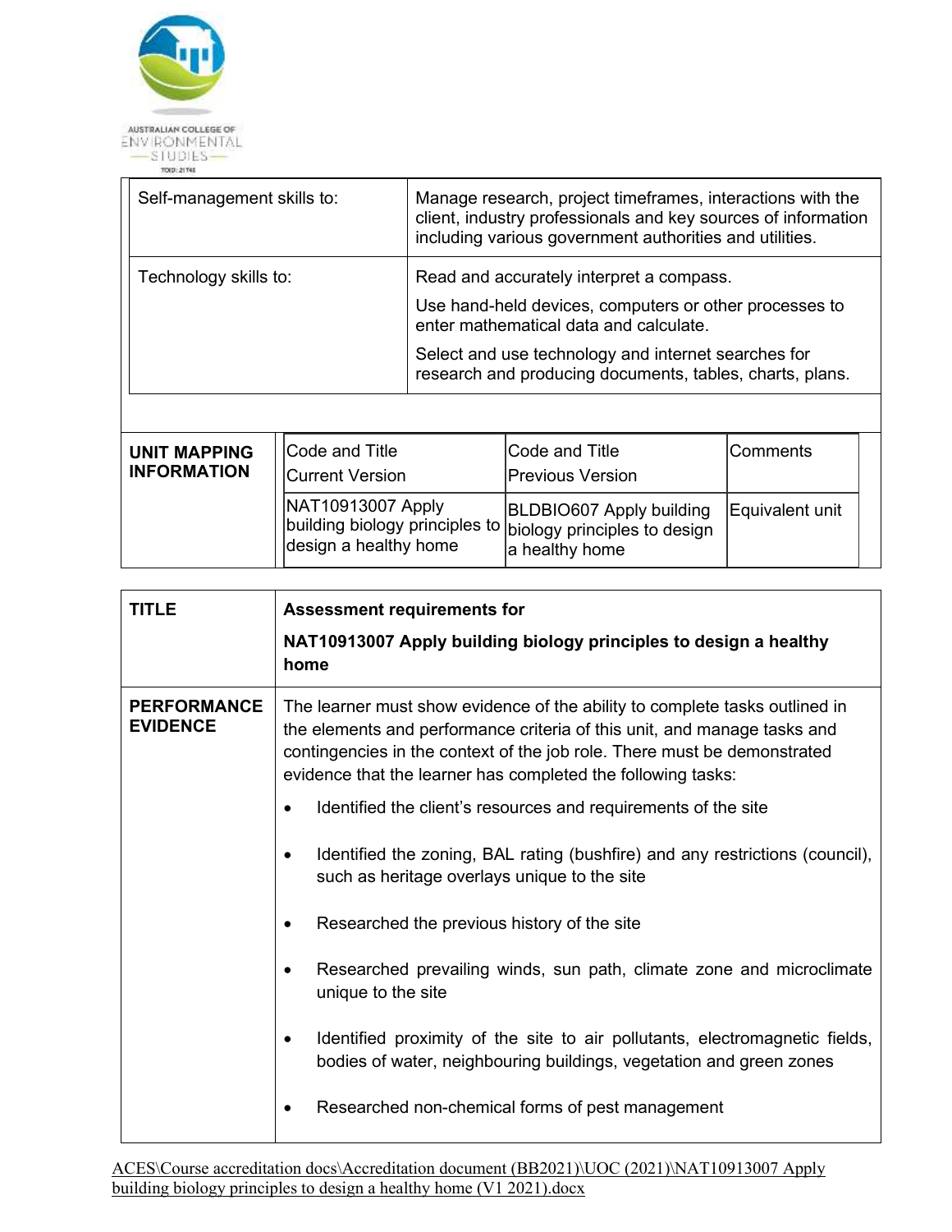| | |
|---|---|
| Self-management skills to: | Manage research, project timeframes, interactions with the client, industry professionals and key sources of information including various government authorities and utilities. |
| Technology skills to: | Read and accurately interpret a compass.<br>Use hand-held devices, computers or other processes to enter mathematical data and calculate.<br>Select and use technology and internet searches for research and producing documents, tables, charts, plans. |

| **UNIT MAPPING INFORMATION** | Code and Title<br>Current Version | Code and Title<br>Previous Version | Comments |
|---|---|---|---|
| | NAT10913007 Apply building biology principles to design a healthy home | BLDBIO607 Apply building biology principles to design a healthy home | Equivalent unit |

| **TITLE** | **Assessment requirements for**<br>**NAT10913007 Apply building biology principles to design a healthy home** |
|---|---|
| **PERFORMANCE EVIDENCE** | The learner must show evidence of the ability to complete tasks outlined in the elements and performance criteria of this unit, and manage tasks and contingencies in the context of the job role. There must be demonstrated evidence that the learner has completed the following tasks:<br>• Identified the client's resources and requirements of the site<br>• Identified the zoning, BAL rating (bushfire) and any restrictions (council), such as heritage overlays unique to the site<br>• Researched the previous history of the site<br>• Researched prevailing winds, sun path, climate zone and microclimate unique to the site<br>• Identified proximity of the site to air pollutants, electromagnetic fields, bodies of water, neighbouring buildings, vegetation and green zones<br>• Researched non-chemical forms of pest management |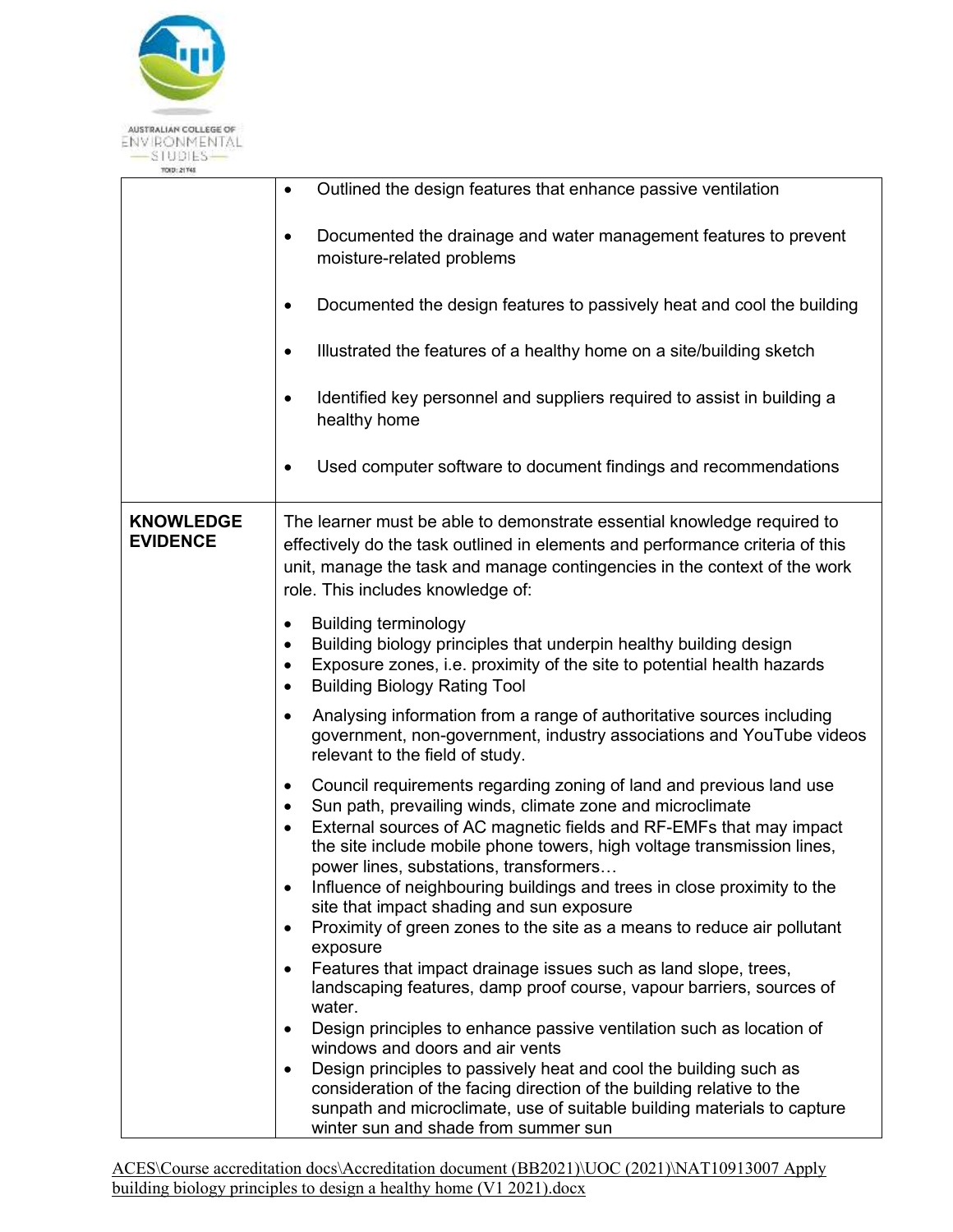| | |
|---|---|
| | • Outlined the design features that enhance passive ventilation<br><br>• Documented the drainage and water management features to prevent moisture-related problems<br><br>• Documented the design features to passively heat and cool the building<br><br>• Illustrated the features of a healthy home on a site/building sketch<br><br>• Identified key personnel and suppliers required to assist in building a healthy home<br><br>• Used computer software to document findings and recommendations |
| **KNOWLEDGE EVIDENCE** | The learner must be able to demonstrate essential knowledge required to effectively do the task outlined in elements and performance criteria of this unit, manage the task and manage contingencies in the context of the work role. This includes knowledge of:<br><br>• Building terminology<br>• Building biology principles that underpin healthy building design<br>• Exposure zones, i.e. proximity of the site to potential health hazards<br>• Building Biology Rating Tool<br><br>• Analysing information from a range of authoritative sources including government, non-government, industry associations and YouTube videos relevant to the field of study.<br><br>• Council requirements regarding zoning of land and previous land use<br>• Sun path, prevailing winds, climate zone and microclimate<br>• External sources of AC magnetic fields and RF-EMFs that may impact the site include mobile phone towers, high voltage transmission lines, power lines, substations, transformers…<br>• Influence of neighbouring buildings and trees in close proximity to the site that impact shading and sun exposure<br>• Proximity of green zones to the site as a means to reduce air pollutant exposure<br>• Features that impact drainage issues such as land slope, trees, landscaping features, damp proof course, vapour barriers, sources of water.<br>• Design principles to enhance passive ventilation such as location of windows and doors and air vents<br>• Design principles to passively heat and cool the building such as consideration of the facing direction of the building relative to the sunpath and microclimate, use of suitable building materials to capture winter sun and shade from summer sun |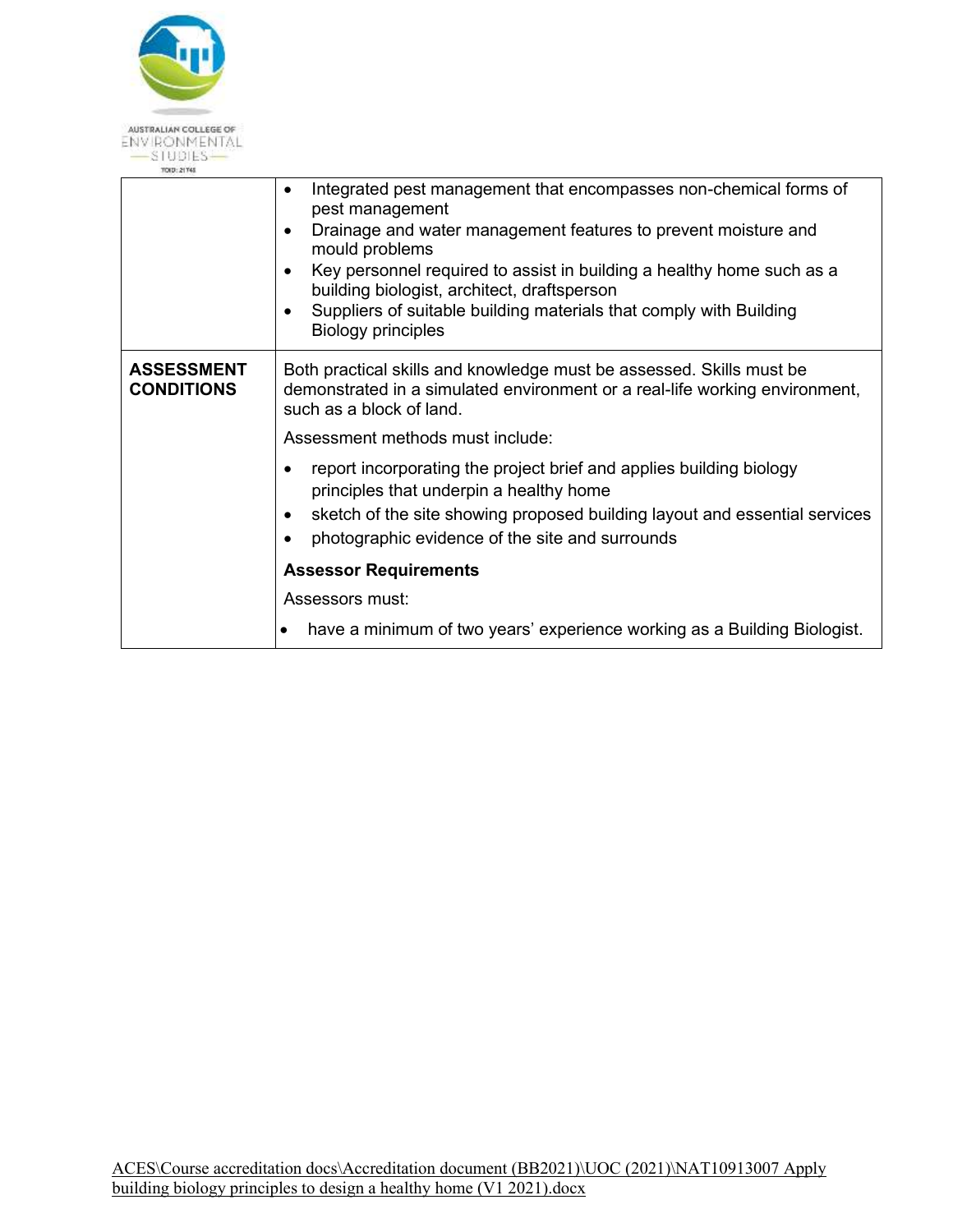| | |
|---|---|
| | • Integrated pest management that encompasses non-chemical forms of pest management<br>• Drainage and water management features to prevent moisture and mould problems<br>• Key personnel required to assist in building a healthy home such as a building biologist, architect, draftsperson<br>• Suppliers of suitable building materials that comply with Building Biology principles |
| **ASSESSMENT CONDITIONS** | Both practical skills and knowledge must be assessed. Skills must be demonstrated in a simulated environment or a real-life working environment, such as a block of land.<br><br>Assessment methods must include:<br><br>• report incorporating the project brief and applies building biology principles that underpin a healthy home<br>• sketch of the site showing proposed building layout and essential services<br>• photographic evidence of the site and surrounds<br><br>**Assessor Requirements**<br><br>Assessors must:<br><br>• have a minimum of two years' experience working as a Building Biologist. |